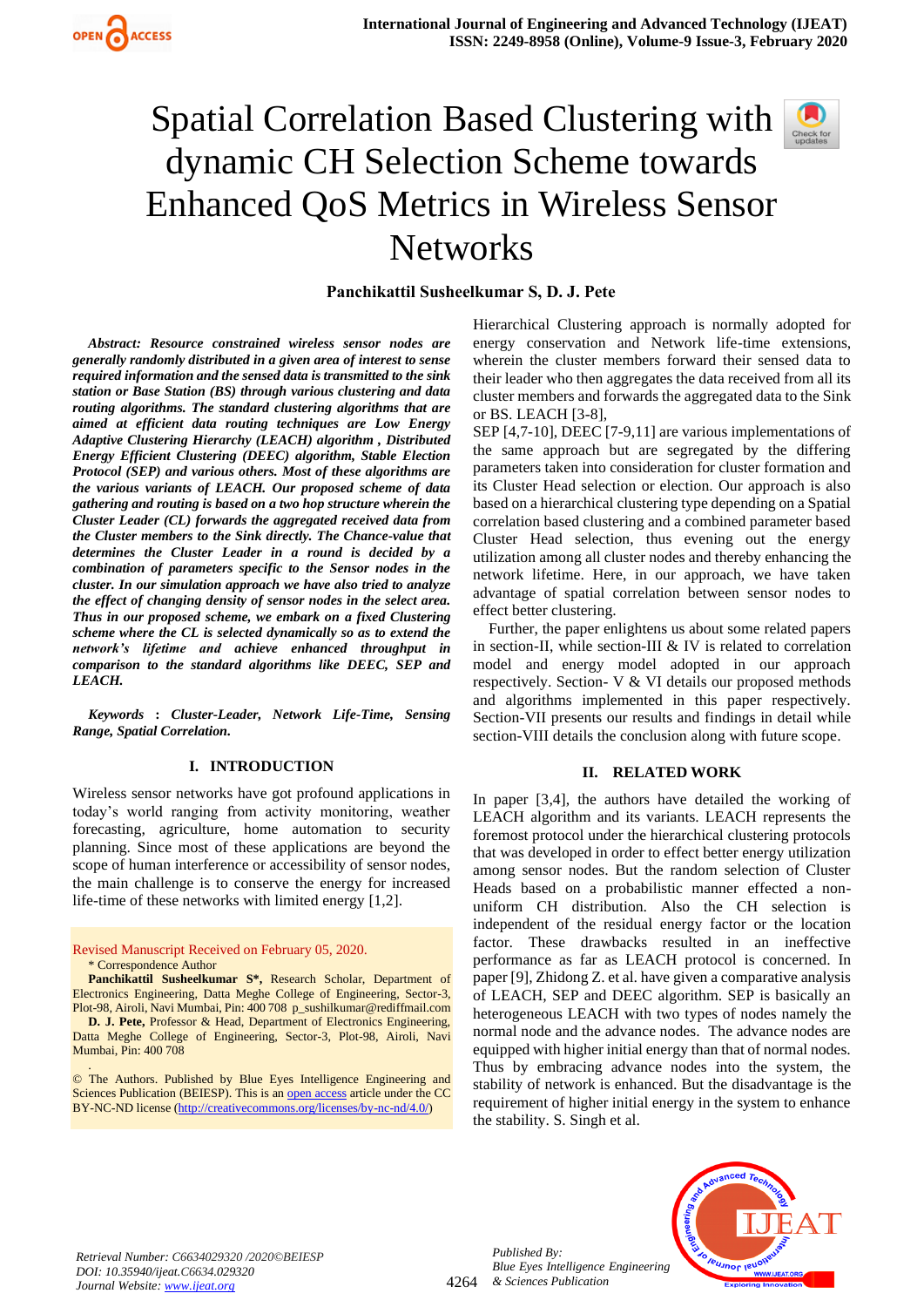// Spatial Correlation Based Clustering with dynamic CH Selection Scheme towards Enhanced QoS Metrics in Wireless Sensor Networks

**Panchikattil Susheelkumar S, D. J. Pete**

***Abstract: Resource constrained wireless sensor nodes are generally randomly distributed in a given area of interest to sense required information and the sensed data is transmitted to the sink station or Base Station (BS) through various clustering and data routing algorithms. The standard clustering algorithms that are aimed at efficient data routing techniques are Low Energy Adaptive Clustering Hierarchy (LEACH) algorithm , Distributed Energy Efficient Clustering (DEEC) algorithm, Stable Election Protocol (SEP) and various others. Most of these algorithms are the various variants of LEACH. Our proposed scheme of data gathering and routing is based on a two hop structure wherein the Cluster Leader (CL) forwards the aggregated received data from the Cluster members to the Sink directly. The Chance-value that determines the Cluster Leader in a round is decided by a combination of parameters specific to the Sensor nodes in the cluster. In our simulation approach we have also tried to analyze the effect of changing density of sensor nodes in the select area. Thus in our proposed scheme, we embark on a fixed Clustering scheme where the CL is selected dynamically so as to extend the network's lifetime and achieve enhanced throughput in comparison to the standard algorithms like DEEC, SEP and LEACH.***

***Keywords : Cluster-Leader, Network Life-Time, Sensing Range, Spatial Correlation.***

Revised Manuscript Received on February 05, 2020.

\* Correspondence Author

**Panchikattil Susheelkumar S\*,** Research Scholar, Department of Electronics Engineering, Datta Meghe College of Engineering, Sector-3, Plot-98, Airoli, Navi Mumbai, Pin: 400 708 p_sushilkumar@rediffmail.com

**D. J. Pete,** Professor & Head, Department of Electronics Engineering, Datta Meghe College of Engineering, Sector-3, Plot-98, Airoli, Navi Mumbai, Pin: 400 708

© The Authors. Published by Blue Eyes Intelligence Engineering and Sciences Publication (BEIESP). This is an open access article under the CC BY-NC-ND license (http://creativecommons.org/licenses/by-nc-nd/4.0/)

## I. INTRODUCTION

Wireless sensor networks have got profound applications in today's world ranging from activity monitoring, weather forecasting, agriculture, home automation to security planning. Since most of these applications are beyond the scope of human interference or accessibility of sensor nodes, the main challenge is to conserve the energy for increased life-time of these networks with limited energy [1,2].

Hierarchical Clustering approach is normally adopted for energy conservation and Network life-time extensions, wherein the cluster members forward their sensed data to their leader who then aggregates the data received from all its cluster members and forwards the aggregated data to the Sink or BS. LEACH [3-8],

SEP [4,7-10], DEEC [7-9,11] are various implementations of the same approach but are segregated by the differing parameters taken into consideration for cluster formation and its Cluster Head selection or election. Our approach is also based on a hierarchical clustering type depending on a Spatial correlation based clustering and a combined parameter based Cluster Head selection, thus evening out the energy utilization among all cluster nodes and thereby enhancing the network lifetime. Here, in our approach, we have taken advantage of spatial correlation between sensor nodes to effect better clustering.

Further, the paper enlightens us about some related papers in section-II, while section-III & IV is related to correlation model and energy model adopted in our approach respectively. Section- V & VI details our proposed methods and algorithms implemented in this paper respectively. Section-VII presents our results and findings in detail while section-VIII details the conclusion along with future scope.

## II. RELATED WORK

In paper [3,4], the authors have detailed the working of LEACH algorithm and its variants. LEACH represents the foremost protocol under the hierarchical clustering protocols that was developed in order to effect better energy utilization among sensor nodes. But the random selection of Cluster Heads based on a probabilistic manner effected a non-uniform CH distribution. Also the CH selection is independent of the residual energy factor or the location factor. These drawbacks resulted in an ineffective performance as far as LEACH protocol is concerned. In paper [9], Zhidong Z. et al. have given a comparative analysis of LEACH, SEP and DEEC algorithm. SEP is basically an heterogeneous LEACH with two types of nodes namely the normal node and the advance nodes. The advance nodes are equipped with higher initial energy than that of normal nodes. Thus by embracing advance nodes into the system, the stability of network is enhanced. But the disadvantage is the requirement of higher initial energy in the system to enhance the stability. S. Singh et al.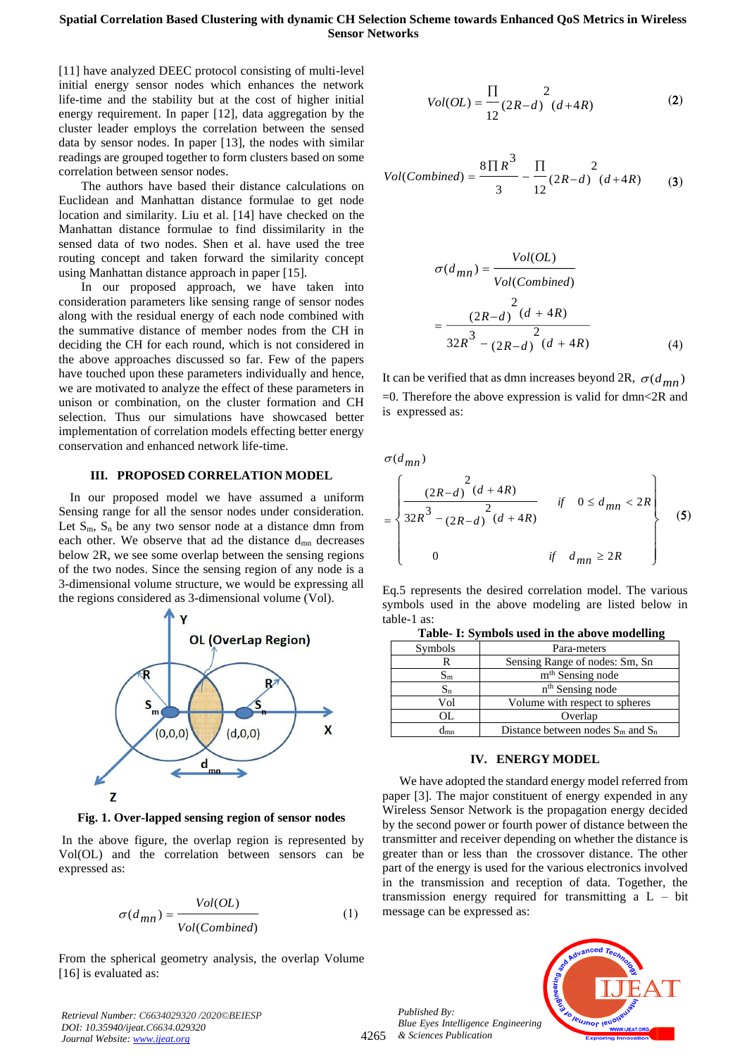[11] have analyzed DEEC protocol consisting of multi-level initial energy sensor nodes which enhances the network life-time and the stability but at the cost of higher initial energy requirement. In paper [12], data aggregation by the cluster leader employs the correlation between the sensed data by sensor nodes. In paper [13], the nodes with similar readings are grouped together to form clusters based on some correlation between sensor nodes.

The authors have based their distance calculations on Euclidean and Manhattan distance formulae to get node location and similarity. Liu et al. [14] have checked on the Manhattan distance formulae to find dissimilarity in the sensed data of two nodes. Shen et al. have used the tree routing concept and taken forward the similarity concept using Manhattan distance approach in paper [15].

In our proposed approach, we have taken into consideration parameters like sensing range of sensor nodes along with the residual energy of each node combined with the summative distance of member nodes from the CH in deciding the CH for each round, which is not considered in the above approaches discussed so far. Few of the papers have touched upon these parameters individually and hence, we are motivated to analyze the effect of these parameters in unison or combination, on the cluster formation and CH selection. Thus our simulations have showcased better implementation of correlation models effecting better energy conservation and enhanced network life-time.

## III. PROPOSED CORRELATION MODEL

In our proposed model we have assumed a uniform Sensing range for all the sensor nodes under consideration. Let $S_m$, $S_n$ be any two sensor node at a distance dmn from each other. We observe that ad the distance $d_{mn}$ decreases below 2R, we see some overlap between the sensing regions of the two nodes. Since the sensing region of any node is a 3-dimensional volume structure, we would be expressing all the regions considered as 3-dimensional volume (Vol).

**Fig. 1. Over-lapped sensing region of sensor nodes**

In the above figure, the overlap region is represented by Vol(OL) and the correlation between sensors can be expressed as:

$$\sigma(d_{mn}) = \frac{Vol(OL)}{Vol(Combined)} \quad (1)$$

From the spherical geometry analysis, the overlap Volume [16] is evaluated as:

$$Vol(OL) = \frac{\Pi}{12}(2R-d)^2(d+4R) \quad (2)$$

$$Vol(Combined) = \frac{8\Pi R^3}{3} - \frac{\Pi}{12}(2R-d)^2(d+4R) \quad (3)$$

$$\sigma(d_{mn}) = \frac{Vol(OL)}{Vol(Combined)} = \frac{(2R-d)^2(d+4R)}{32R^3 - (2R-d)^2(d+4R)} \quad (4)$$

It can be verified that as dmn increases beyond 2R, $\sigma(d_{mn})$ =0. Therefore the above expression is valid for dmn<2R and is expressed as:

$$\sigma(d_{mn}) = \begin{cases} \dfrac{(2R-d)^2(d+4R)}{32R^3 - (2R-d)^2(d+4R)} & \text{if } 0 \le d_{mn} < 2R \\ 0 & \text{if } d_{mn} \ge 2R \end{cases} \quad (5)$$

Eq.5 represents the desired correlation model. The various symbols used in the above modeling are listed below in table-1 as:

**Table- I: Symbols used in the above modelling**

| Symbols | Para-meters |
|---|---|
| R | Sensing Range of nodes: Sm, Sn |
| $S_m$ | $m^{th}$ Sensing node |
| $S_n$ | $n^{th}$ Sensing node |
| Vol | Volume with respect to spheres |
| OL | Overlap |
| $d_{mn}$ | Distance between nodes $S_m$ and $S_n$ |

## IV. ENERGY MODEL

We have adopted the standard energy model referred from paper [3]. The major constituent of energy expended in any Wireless Sensor Network is the propagation energy decided by the second power or fourth power of distance between the transmitter and receiver depending on whether the distance is greater than or less than the crossover distance. The other part of the energy is used for the various electronics involved in the transmission and reception of data. Together, the transmission energy required for transmitting a L – bit message can be expressed as: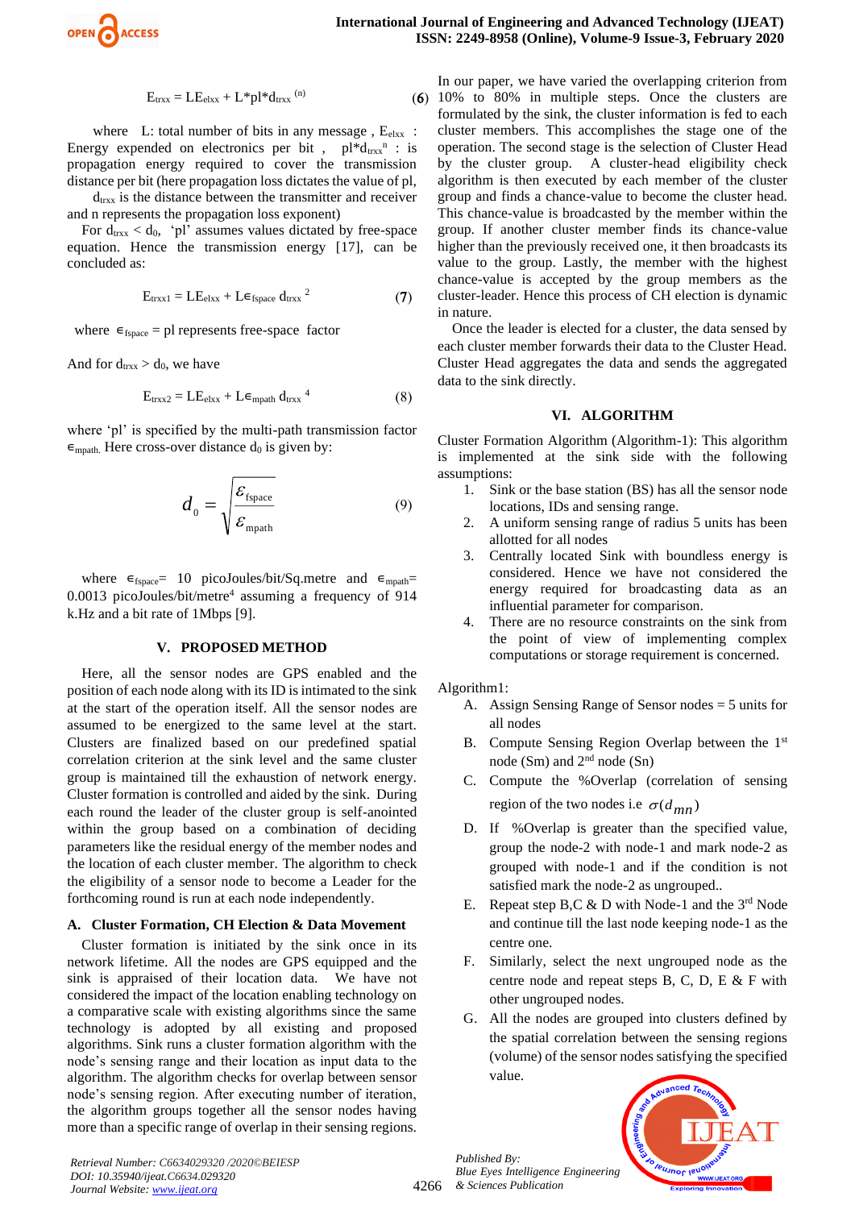$$E_{trxx} = LE_{elxx} + L*pl*d_{trxx}^{(n)} \quad (6)$$

where L: total number of bits in any message , $E_{elxx}$ : Energy expended on electronics per bit , $pl*d_{trxx}^{n}$ : is propagation energy required to cover the transmission distance per bit (here propagation loss dictates the value of pl, $d_{trxx}$ is the distance between the transmitter and receiver and n represents the propagation loss exponent)

For $d_{trxx} < d_0$, 'pl' assumes values dictated by free-space equation. Hence the transmission energy [17], can be concluded as:

$$E_{trxx1} = LE_{elxx} + L\epsilon_{fspace}\, d_{trxx}^{\ 2} \quad (7)$$

where $\epsilon_{fspace}$ = pl represents free-space factor

And for $d_{trxx} > d_0$, we have

$$E_{trxx2} = LE_{elxx} + L\epsilon_{mpath}\, d_{trxx}^{\ 4} \quad (8)$$

where 'pl' is specified by the multi-path transmission factor $\epsilon_{mpath}$. Here cross-over distance $d_0$ is given by:

$$d_0 = \sqrt{\frac{\varepsilon_{fspace}}{\varepsilon_{mpath}}} \quad (9)$$

where $\epsilon_{fspace}$= 10 picoJoules/bit/Sq.metre and $\epsilon_{mpath}$= 0.0013 picoJoules/bit/metre$^4$ assuming a frequency of 914 k.Hz and a bit rate of 1Mbps [9].

## V. PROPOSED METHOD

Here, all the sensor nodes are GPS enabled and the position of each node along with its ID is intimated to the sink at the start of the operation itself. All the sensor nodes are assumed to be energized to the same level at the start. Clusters are finalized based on our predefined spatial correlation criterion at the sink level and the same cluster group is maintained till the exhaustion of network energy. Cluster formation is controlled and aided by the sink. During each round the leader of the cluster group is self-anointed within the group based on a combination of deciding parameters like the residual energy of the member nodes and the location of each cluster member. The algorithm to check the eligibility of a sensor node to become a Leader for the forthcoming round is run at each node independently.

### A. Cluster Formation, CH Election & Data Movement

Cluster formation is initiated by the sink once in its network lifetime. All the nodes are GPS equipped and the sink is appraised of their location data. We have not considered the impact of the location enabling technology on a comparative scale with existing algorithms since the same technology is adopted by all existing and proposed algorithms. Sink runs a cluster formation algorithm with the node's sensing range and their location as input data to the algorithm. The algorithm checks for overlap between sensor node's sensing region. After executing number of iteration, the algorithm groups together all the sensor nodes having more than a specific range of overlap in their sensing regions. In our paper, we have varied the overlapping criterion from 10% to 80% in multiple steps. Once the clusters are formulated by the sink, the cluster information is fed to each cluster members. This accomplishes the stage one of the operation. The second stage is the selection of Cluster Head by the cluster group. A cluster-head eligibility check algorithm is then executed by each member of the cluster group and finds a chance-value to become the cluster head. This chance-value is broadcasted by the member within the group. If another cluster member finds its chance-value higher than the previously received one, it then broadcasts its value to the group. Lastly, the member with the highest chance-value is accepted by the group members as the cluster-leader. Hence this process of CH election is dynamic in nature.

Once the leader is elected for a cluster, the data sensed by each cluster member forwards their data to the Cluster Head. Cluster Head aggregates the data and sends the aggregated data to the sink directly.

## VI. ALGORITHM

Cluster Formation Algorithm (Algorithm-1): This algorithm is implemented at the sink side with the following assumptions:

1. Sink or the base station (BS) has all the sensor node locations, IDs and sensing range.
2. A uniform sensing range of radius 5 units has been allotted for all nodes
3. Centrally located Sink with boundless energy is considered. Hence we have not considered the energy required for broadcasting data as an influential parameter for comparison.
4. There are no resource constraints on the sink from the point of view of implementing complex computations or storage requirement is concerned.

Algorithm1:

A. Assign Sensing Range of Sensor nodes = 5 units for all nodes
B. Compute Sensing Region Overlap between the 1st node (Sm) and 2nd node (Sn)
C. Compute the %Overlap (correlation of sensing region of the two nodes i.e $\sigma(d_{mn})$
D. If %Overlap is greater than the specified value, group the node-2 with node-1 and mark node-2 as grouped with node-1 and if the condition is not satisfied mark the node-2 as ungrouped..
E. Repeat step B,C & D with Node-1 and the 3rd Node and continue till the last node keeping node-1 as the centre one.
F. Similarly, select the next ungrouped node as the centre node and repeat steps B, C, D, E & F with other ungrouped nodes.
G. All the nodes are grouped into clusters defined by the spatial correlation between the sensing regions (volume) of the sensor nodes satisfying the specified value.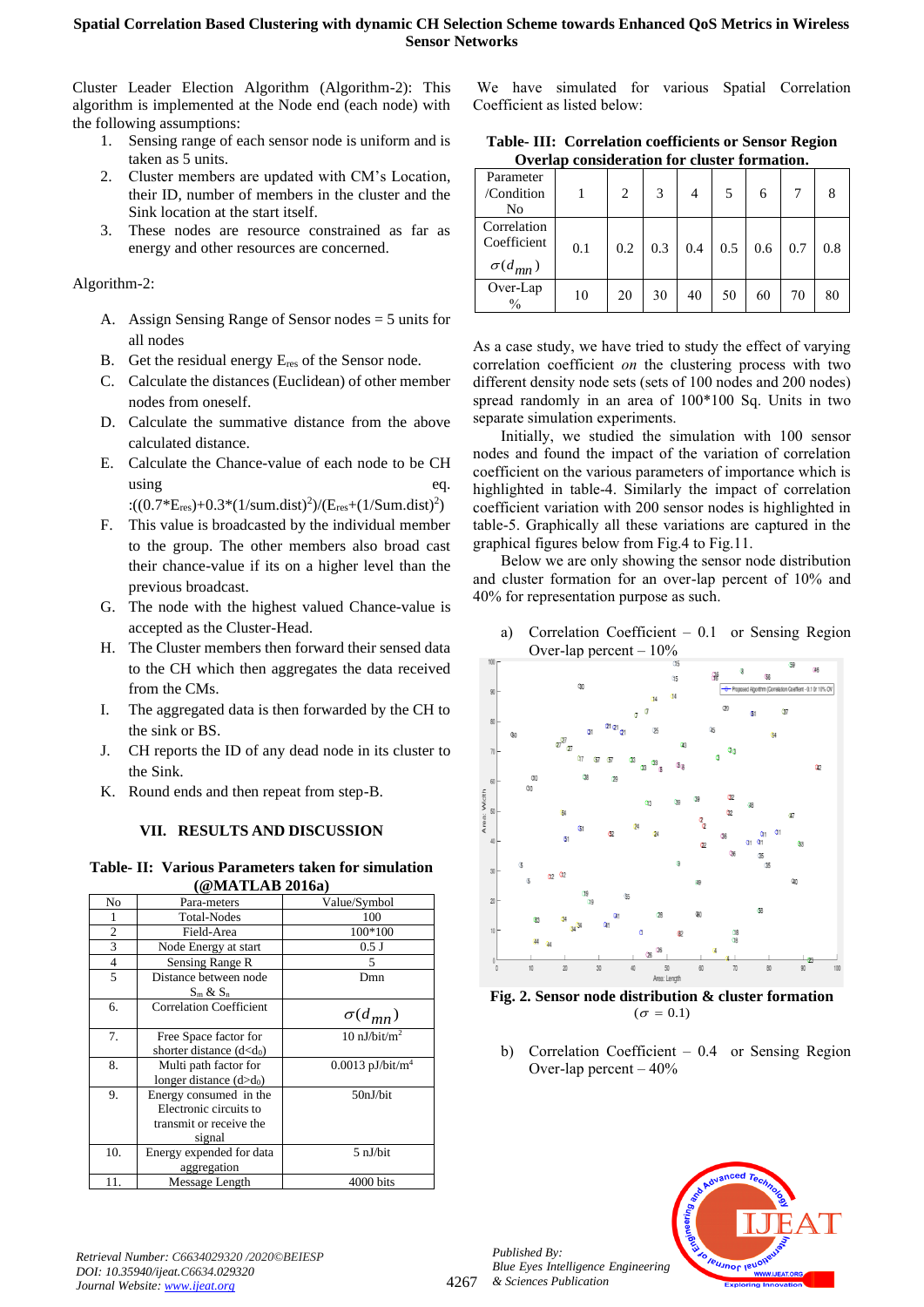Cluster Leader Election Algorithm (Algorithm-2): This algorithm is implemented at the Node end (each node) with the following assumptions:

1. Sensing range of each sensor node is uniform and is taken as 5 units.
2. Cluster members are updated with CM's Location, their ID, number of members in the cluster and the Sink location at the start itself.
3. These nodes are resource constrained as far as energy and other resources are concerned.

Algorithm-2:

A. Assign Sensing Range of Sensor nodes = 5 units for all nodes
B. Get the residual energy $E_{res}$ of the Sensor node.
C. Calculate the distances (Euclidean) of other member nodes from oneself.
D. Calculate the summative distance from the above calculated distance.
E. Calculate the Chance-value of each node to be CH using eq. :$((0.7*E_{res})+0.3*(1/\text{sum.dist})^2)/(E_{res}+(1/\text{Sum.dist})^2)$
F. This value is broadcasted by the individual member to the group. The other members also broad cast their chance-value if its on a higher level than the previous broadcast.
G. The node with the highest valued Chance-value is accepted as the Cluster-Head.
H. The Cluster members then forward their sensed data to the CH which then aggregates the data received from the CMs.
I. The aggregated data is then forwarded by the CH to the sink or BS.
J. CH reports the ID of any dead node in its cluster to the Sink.
K. Round ends and then repeat from step-B.

## VII. RESULTS AND DISCUSSION

**Table- II: Various Parameters taken for simulation (@MATLAB 2016a)**

| No | Para-meters | Value/Symbol |
|---|---|---|
| 1 | Total-Nodes | 100 |
| 2 | Field-Area | 100*100 |
| 3 | Node Energy at start | 0.5 J |
| 4 | Sensing Range R | 5 |
| 5 | Distance between node $S_m$ & $S_n$ | Dmn |
| 6. | Correlation Coefficient | $\sigma(d_{mn})$ |
| 7. | Free Space factor for shorter distance ($d<d_0$) | 10 nJ/bit/m$^2$ |
| 8. | Multi path factor for longer distance ($d>d_0$) | 0.0013 pJ/bit/m$^4$ |
| 9. | Energy consumed in the Electronic circuits to transmit or receive the signal | 50nJ/bit |
| 10. | Energy expended for data aggregation | 5 nJ/bit |
| 11. | Message Length | 4000 bits |

We have simulated for various Spatial Correlation Coefficient as listed below:

**Table- III: Correlation coefficients or Sensor Region Overlap consideration for cluster formation.**

| Parameter /Condition No | 1 | 2 | 3 | 4 | 5 | 6 | 7 | 8 |
|---|---|---|---|---|---|---|---|---|
| Correlation Coefficient $\sigma(d_{mn})$ | 0.1 | 0.2 | 0.3 | 0.4 | 0.5 | 0.6 | 0.7 | 0.8 |
| Over-Lap % | 10 | 20 | 30 | 40 | 50 | 60 | 70 | 80 |

As a case study, we have tried to study the effect of varying correlation coefficient *on* the clustering process with two different density node sets (sets of 100 nodes and 200 nodes) spread randomly in an area of 100*100 Sq. Units in two separate simulation experiments.

Initially, we studied the simulation with 100 sensor nodes and found the impact of the variation of correlation coefficient on the various parameters of importance which is highlighted in table-4. Similarly the impact of correlation coefficient variation with 200 sensor nodes is highlighted in table-5. Graphically all these variations are captured in the graphical figures below from Fig.4 to Fig.11.

Below we are only showing the sensor node distribution and cluster formation for an over-lap percent of 10% and 40% for representation purpose as such.

a) Correlation Coefficient – 0.1 or Sensing Region Over-lap percent – 10%

**Fig. 2. Sensor node distribution & cluster formation** ($\sigma$ = 0.1)

b) Correlation Coefficient – 0.4 or Sensing Region Over-lap percent – 40%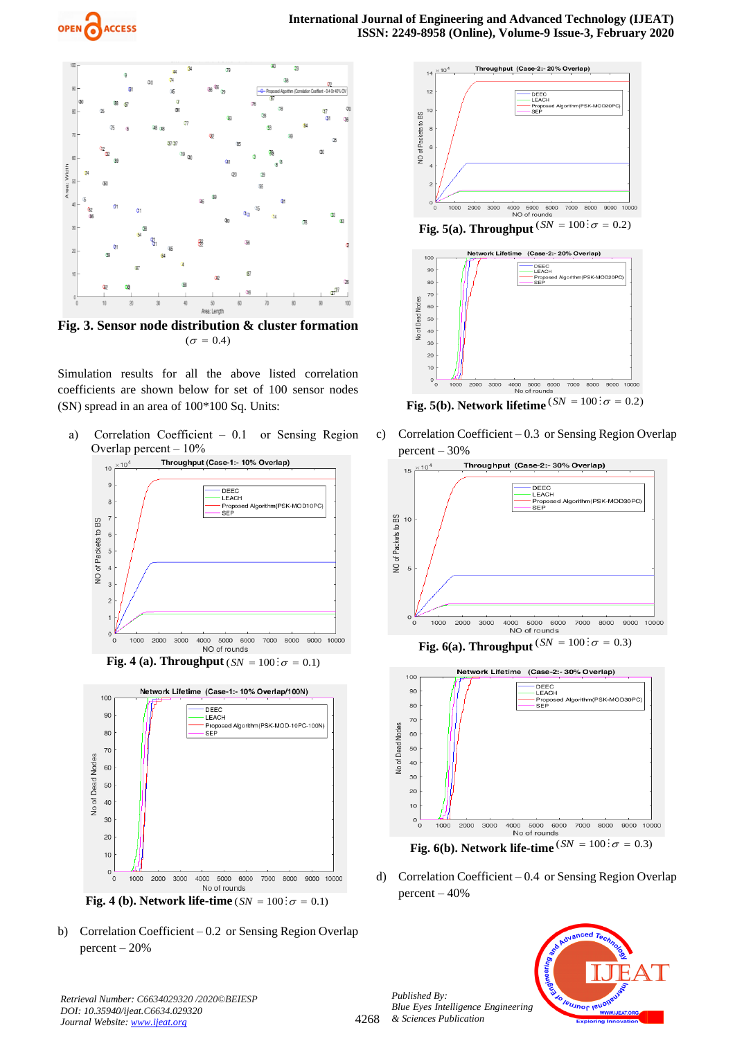**Fig. 3. Sensor node distribution & cluster formation** $(\sigma = 0.4)$

Simulation results for all the above listed correlation coefficients are shown below for set of 100 sensor nodes (SN) spread in an area of 100*100 Sq. Units:

a) Correlation Coefficient – 0.1 or Sensing Region Overlap percent – 10%

**Fig. 4 (a). Throughput** $(SN = 100 : \sigma = 0.1)$

**Fig. 4 (b). Network life-time** $(SN = 100 : \sigma = 0.1)$

b) Correlation Coefficient – 0.2 or Sensing Region Overlap percent – 20%

**Fig. 5(a). Throughput** $(SN = 100 : \sigma = 0.2)$

**Fig. 5(b). Network lifetime** $(SN = 100 : \sigma = 0.2)$

c) Correlation Coefficient – 0.3 or Sensing Region Overlap percent – 30%

**Fig. 6(a). Throughput** $(SN = 100 : \sigma = 0.3)$

**Fig. 6(b). Network life-time** $(SN = 100 : \sigma = 0.3)$

d) Correlation Coefficient – 0.4 or Sensing Region Overlap percent – 40%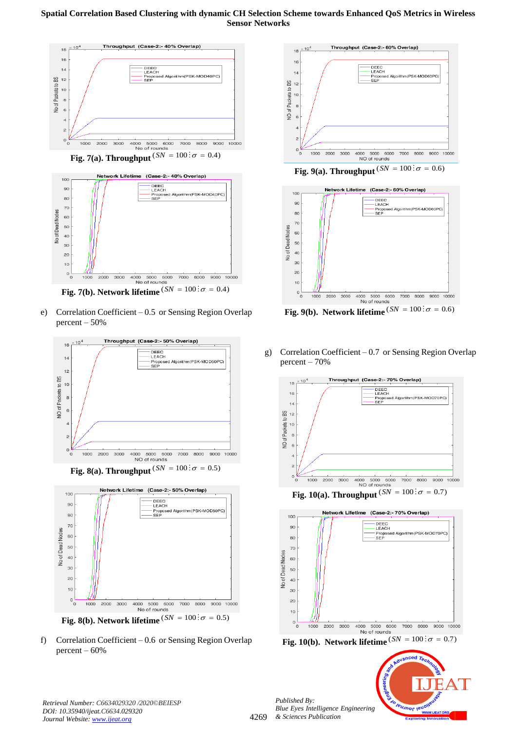**Fig. 7(a). Throughput** $(SN = 100 ; \sigma = 0.4)$

**Fig. 7(b). Network lifetime** $(SN = 100 ; \sigma = 0.4)$

e) Correlation Coefficient – 0.5 or Sensing Region Overlap percent – 50%

**Fig. 8(a). Throughput** $(SN = 100 ; \sigma = 0.5)$

**Fig. 8(b). Network lifetime** $(SN = 100 ; \sigma = 0.5)$

f) Correlation Coefficient – 0.6 or Sensing Region Overlap percent – 60%

**Fig. 9(a). Throughput** $(SN = 100 ; \sigma = 0.6)$

**Fig. 9(b). Network lifetime** $(SN = 100 ; \sigma = 0.6)$

g) Correlation Coefficient – 0.7 or Sensing Region Overlap percent – 70%

**Fig. 10(a). Throughput** $(SN = 100 ; \sigma = 0.7)$

**Fig. 10(b). Network lifetime** $(SN = 100 ; \sigma = 0.7)$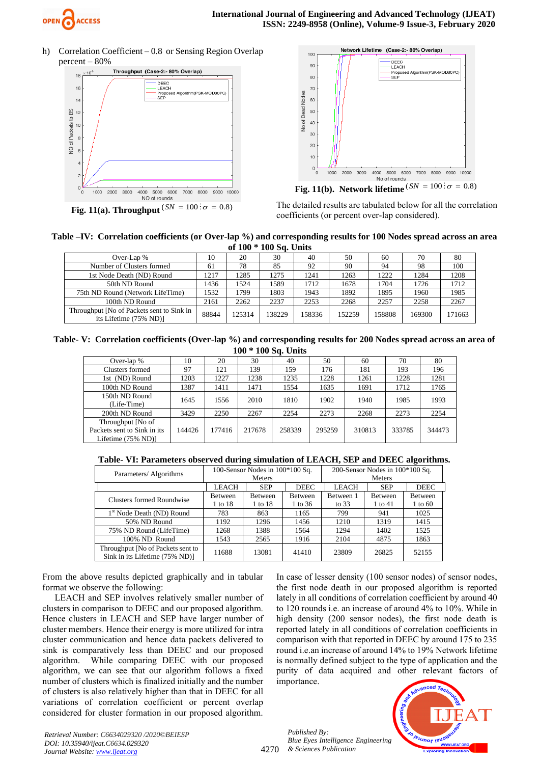h) Correlation Coefficient – 0.8 or Sensing Region Overlap percent – 80%

Fig. 11(a). Throughput $(SN = 100 : \sigma = 0.8)$

Fig. 11(b). Network lifetime $(SN = 100 : \sigma = 0.8)$

The detailed results are tabulated below for all the correlation coefficients (or percent over-lap considered).

**Table –IV: Correlation coefficients (or Over-lap %) and corresponding results for 100 Nodes spread across an area of 100 * 100 Sq. Units**

| Over-Lap % | 10 | 20 | 30 | 40 | 50 | 60 | 70 | 80 |
|---|---|---|---|---|---|---|---|---|
| Number of Clusters formed | 61 | 78 | 85 | 92 | 90 | 94 | 98 | 100 |
| 1st Node Death (ND) Round | 1217 | 1285 | 1275 | 1241 | 1263 | 1222 | 1284 | 1208 |
| 50th ND Round | 1436 | 1524 | 1589 | 1712 | 1678 | 1704 | 1726 | 1712 |
| 75th ND Round (Network LifeTime) | 1532 | 1799 | 1803 | 1943 | 1892 | 1895 | 1960 | 1985 |
| 100th ND Round | 2161 | 2262 | 2237 | 2253 | 2268 | 2257 | 2258 | 2267 |
| Throughput [No of Packets sent to Sink in its Lifetime (75% ND)] | 88844 | 125314 | 138229 | 158336 | 152259 | 158808 | 169300 | 171663 |

**Table- V: Correlation coefficients (Over-lap %) and corresponding results for 200 Nodes spread across an area of 100 * 100 Sq. Units**

| Over-lap % | 10 | 20 | 30 | 40 | 50 | 60 | 70 | 80 |
|---|---|---|---|---|---|---|---|---|
| Clusters formed | 97 | 121 | 139 | 159 | 176 | 181 | 193 | 196 |
| 1st (ND) Round | 1203 | 1227 | 1238 | 1235 | 1228 | 1261 | 1228 | 1281 |
| 100th ND Round | 1387 | 1411 | 1471 | 1554 | 1635 | 1691 | 1712 | 1765 |
| 150th ND Round (Life-Time) | 1645 | 1556 | 2010 | 1810 | 1902 | 1940 | 1985 | 1993 |
| 200th ND Round | 3429 | 2250 | 2267 | 2254 | 2273 | 2268 | 2273 | 2254 |
| Throughput [No of Packets sent to Sink in its Lifetime (75% ND)] | 144426 | 177416 | 217678 | 258339 | 295259 | 310813 | 333785 | 344473 |

**Table- VI: Parameters observed during simulation of LEACH, SEP and DEEC algorithms.**

| Parameters/ Algorithms | 100-Sensor Nodes in 100*100 Sq. Meters | | | 200-Sensor Nodes in 100*100 Sq. Meters | | |
|---|---|---|---|---|---|---|
| | LEACH | SEP | DEEC | LEACH | SEP | DEEC |
| Clusters formed Roundwise | Between 1 to 18 | Between 1 to 18 | Between 1 to 36 | Between 1 to 33 | Between 1 to 41 | Between 1 to 60 |
| 1st Node Death (ND) Round | 783 | 863 | 1165 | 799 | 941 | 1025 |
| 50% ND Round | 1192 | 1296 | 1456 | 1210 | 1319 | 1415 |
| 75% ND Round (LifeTime) | 1268 | 1388 | 1564 | 1294 | 1402 | 1525 |
| 100% ND Round | 1543 | 2565 | 1916 | 2104 | 4875 | 1863 |
| Throughput [No of Packets sent to Sink in its Lifetime (75% ND)] | 11688 | 13081 | 41410 | 23809 | 26825 | 52155 |

From the above results depicted graphically and in tabular format we observe the following:

LEACH and SEP involves relatively smaller number of clusters in comparison to DEEC and our proposed algorithm. Hence clusters in LEACH and SEP have larger number of cluster members. Hence their energy is more utilized for intra cluster communication and hence data packets delivered to sink is comparatively less than DEEC and our proposed algorithm. While comparing DEEC with our proposed algorithm, we can see that our algorithm follows a fixed number of clusters which is finalized initially and the number of clusters is also relatively higher than that in DEEC for all variations of correlation coefficient or percent overlap considered for cluster formation in our proposed algorithm.

In case of lesser density (100 sensor nodes) of sensor nodes, the first node death in our proposed algorithm is reported lately in all conditions of correlation coefficient by around 40 to 120 rounds i.e. an increase of around 4% to 10%. While in high density (200 sensor nodes), the first node death is reported lately in all conditions of correlation coefficients in comparison with that reported in DEEC by around 175 to 235 round i.e.an increase of around 14% to 19% Network lifetime is normally defined subject to the type of application and the purity of data acquired and other relevant factors of importance.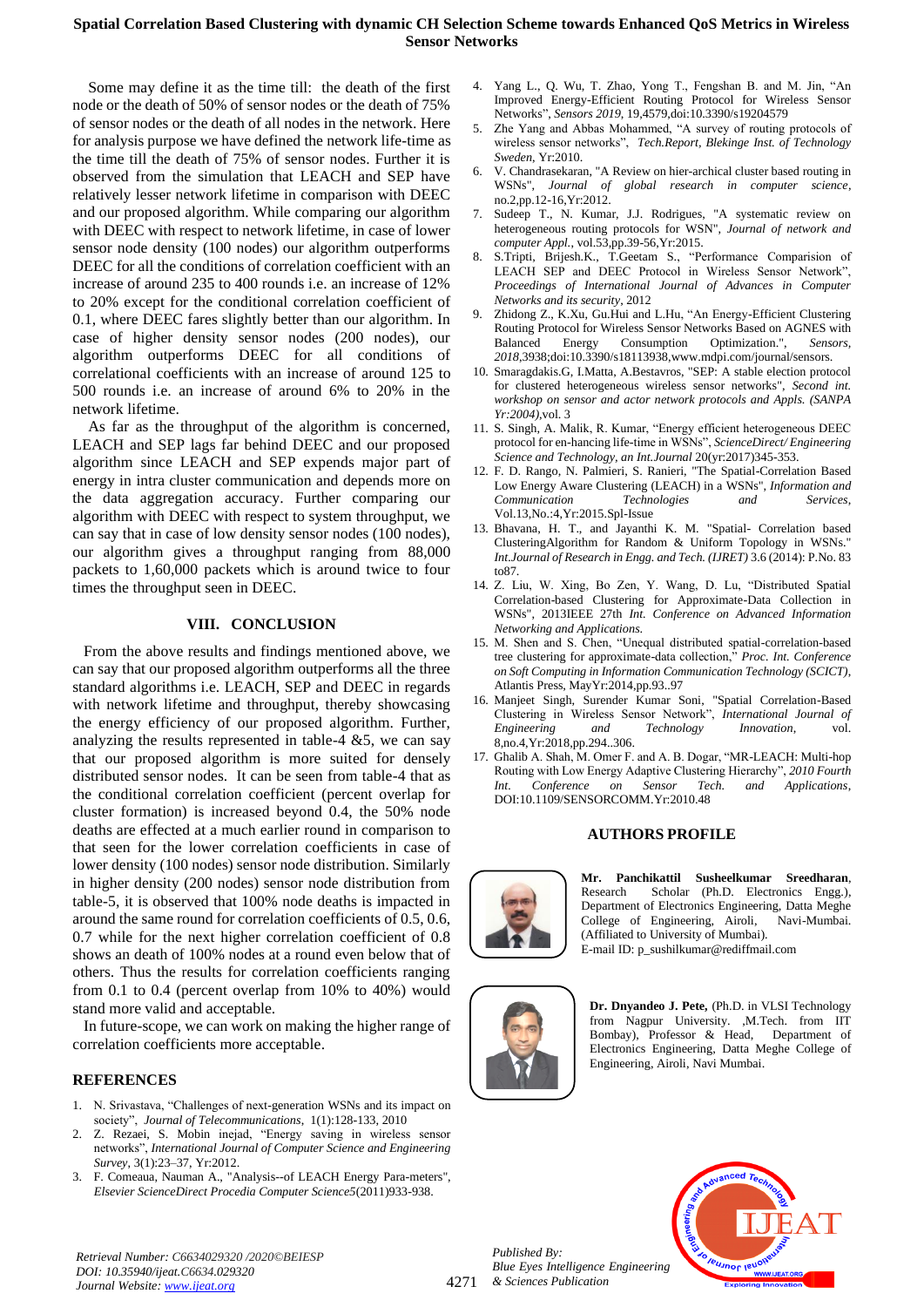Some may define it as the time till: the death of the first node or the death of 50% of sensor nodes or the death of 75% of sensor nodes or the death of all nodes in the network. Here for analysis purpose we have defined the network life-time as the time till the death of 75% of sensor nodes. Further it is observed from the simulation that LEACH and SEP have relatively lesser network lifetime in comparison with DEEC and our proposed algorithm. While comparing our algorithm with DEEC with respect to network lifetime, in case of lower sensor node density (100 nodes) our algorithm outperforms DEEC for all the conditions of correlation coefficient with an increase of around 235 to 400 rounds i.e. an increase of 12% to 20% except for the conditional correlation coefficient of 0.1, where DEEC fares slightly better than our algorithm. In case of higher density sensor nodes (200 nodes), our algorithm outperforms DEEC for all conditions of correlational coefficients with an increase of around 125 to 500 rounds i.e. an increase of around 6% to 20% in the network lifetime.

As far as the throughput of the algorithm is concerned, LEACH and SEP lags far behind DEEC and our proposed algorithm since LEACH and SEP expends major part of energy in intra cluster communication and depends more on the data aggregation accuracy. Further comparing our algorithm with DEEC with respect to system throughput, we can say that in case of low density sensor nodes (100 nodes), our algorithm gives a throughput ranging from 88,000 packets to 1,60,000 packets which is around twice to four times the throughput seen in DEEC.

## VIII. CONCLUSION

From the above results and findings mentioned above, we can say that our proposed algorithm outperforms all the three standard algorithms i.e. LEACH, SEP and DEEC in regards with network lifetime and throughput, thereby showcasing the energy efficiency of our proposed algorithm. Further, analyzing the results represented in table-4 &5, we can say that our proposed algorithm is more suited for densely distributed sensor nodes. It can be seen from table-4 that as the conditional correlation coefficient (percent overlap for cluster formation) is increased beyond 0.4, the 50% node deaths are effected at a much earlier round in comparison to that seen for the lower correlation coefficients in case of lower density (100 nodes) sensor node distribution. Similarly in higher density (200 nodes) sensor node distribution from table-5, it is observed that 100% node deaths is impacted in around the same round for correlation coefficients of 0.5, 0.6, 0.7 while for the next higher correlation coefficient of 0.8 shows an death of 100% nodes at a round even below that of others. Thus the results for correlation coefficients ranging from 0.1 to 0.4 (percent overlap from 10% to 40%) would stand more valid and acceptable.

In future-scope, we can work on making the higher range of correlation coefficients more acceptable.

## REFERENCES

1. N. Srivastava, "Challenges of next-generation WSNs and its impact on society", *Journal of Telecommunications*, 1(1):128-133, 2010
2. Z. Rezaei, S. Mobin inejad, "Energy saving in wireless sensor networks", *International Journal of Computer Science and Engineering Survey*, 3(1):23–37, Yr:2012.
3. F. Comeaua, Nauman A., "Analysis--of LEACH Energy Para-meters", *Elsevier ScienceDirect Procedia Computer Science5*(2011)933-938.
4. Yang L., Q. Wu, T. Zhao, Yong T., Fengshan B. and M. Jin, "An Improved Energy-Efficient Routing Protocol for Wireless Sensor Networks", *Sensors 2019*, 19,4579,doi:10.3390/s19204579
5. Zhe Yang and Abbas Mohammed, "A survey of routing protocols of wireless sensor networks", *Tech.Report, Blekinge Inst. of Technology Sweden*, Yr:2010.
6. V. Chandrasekaran, "A Review on hier-archical cluster based routing in WSNs", *Journal of global research in computer science*, no.2,pp.12-16,Yr:2012.
7. Sudeep T., N. Kumar, J.J. Rodrigues, "A systematic review on heterogeneous routing protocols for WSN", *Journal of network and computer Appl.*, vol.53,pp.39-56,Yr:2015.
8. S.Tripti, Brijesh.K., T.Geetam S., "Performance Comparision of LEACH SEP and DEEC Protocol in Wireless Sensor Network", *Proceedings of International Journal of Advances in Computer Networks and its security*, 2012
9. Zhidong Z., K.Xu, Gu.Hui and L.Hu, "An Energy-Efficient Clustering Routing Protocol for Wireless Sensor Networks Based on AGNES with Balanced Energy Consumption Optimization.", *Sensors, 2018*,3938;doi:10.3390/s18113938,www.mdpi.com/journal/sensors.
10. Smaragdakis.G, I.Matta, A.Bestavros, "SEP: A stable election protocol for clustered heterogeneous wireless sensor networks", *Second int. workshop on sensor and actor network protocols and Appls. (SANPA Yr:2004)*,vol. 3
11. S. Singh, A. Malik, R. Kumar, "Energy efficient heterogeneous DEEC protocol for en-hancing life-time in WSNs", *ScienceDirect/ Engineering Science and Technology, an Int.Journal* 20(yr:2017)345-353.
12. F. D. Rango, N. Palmieri, S. Ranieri, "The Spatial-Correlation Based Low Energy Aware Clustering (LEACH) in a WSNs", *Information and Communication Technologies and Services*, Vol.13,No.:4,Yr:2015.Spl-Issue
13. Bhavana, H. T., and Jayanthi K. M. "Spatial- Correlation based ClusteringAlgorithm for Random & Uniform Topology in WSNs." *Int.Journal of Research in Engg. and Tech. (IJRET)* 3.6 (2014): P.No. 83 to87.
14. Z. Liu, W. Xing, Bo Zen, Y. Wang, D. Lu, "Distributed Spatial Correlation-based Clustering for Approximate-Data Collection in WSNs", 2013IEEE 27th *Int. Conference on Advanced Information Networking and Applications.*
15. M. Shen and S. Chen, "Unequal distributed spatial-correlation-based tree clustering for approximate-data collection," *Proc. Int. Conference on Soft Computing in Information Communication Technology (SCICT)*, Atlantis Press, MayYr:2014,pp.93..97
16. Manjeet Singh, Surender Kumar Soni, "Spatial Correlation-Based Clustering in Wireless Sensor Network", *International Journal of Engineering and Technology Innovation*, vol. 8,no.4,Yr:2018,pp.294..306.
17. Ghalib A. Shah, M. Omer F. and A. B. Dogar, "MR-LEACH: Multi-hop Routing with Low Energy Adaptive Clustering Hierarchy", *2010 Fourth Int. Conference on Sensor Tech. and Applications*, DOI:10.1109/SENSORCOMM.Yr:2010.48

## AUTHORS PROFILE

**Mr. Panchikattil Susheelkumar Sreedharan**, Research Scholar (Ph.D. Electronics Engg.), Department of Electronics Engineering, Datta Meghe College of Engineering, Airoli, Navi-Mumbai. (Affiliated to University of Mumbai).
E-mail ID: p_sushilkumar@rediffmail.com

**Dr. Dnyandeo J. Pete,** (Ph.D. in VLSI Technology from Nagpur University. ,M.Tech. from IIT Bombay), Professor & Head, Department of Electronics Engineering, Datta Meghe College of Engineering, Airoli, Navi Mumbai.